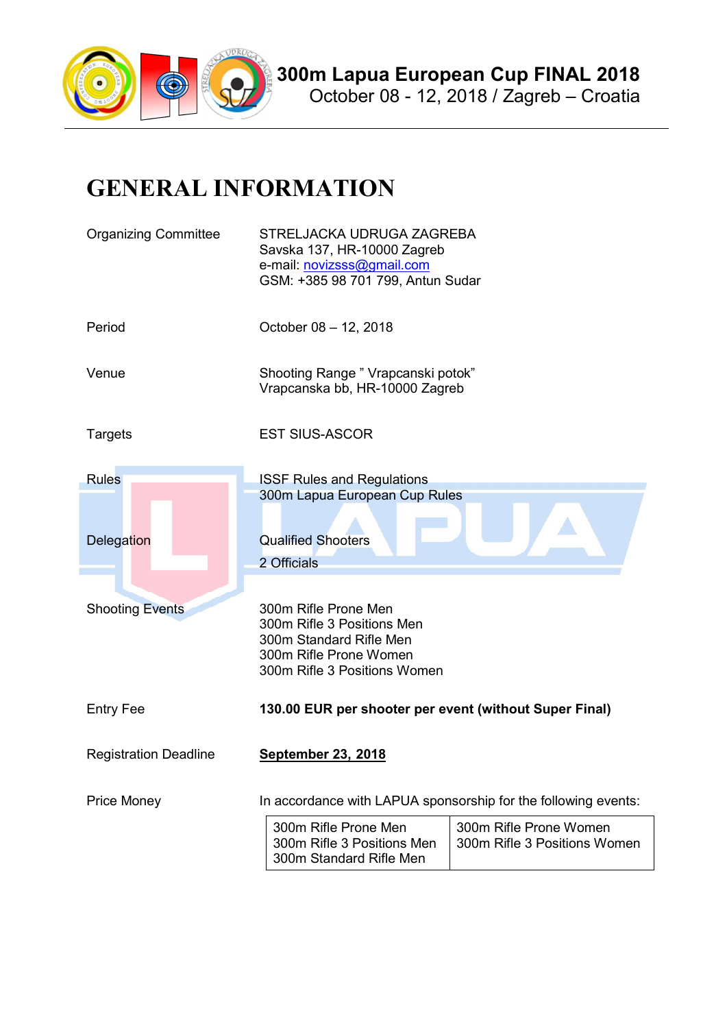# 300m Lapua European Cup FINAL 2018

October 08 - 12, 2018 / Zagreb – Croatia

## GENERAL INFORMATION

| | |
|---|---|
| Organizing Committee | STRELJACKA UDRUGA ZAGREBA<br>Savska 137, HR-10000 Zagreb<br>e-mail: novizsss@gmail.com<br>GSM: +385 98 701 799, Antun Sudar |
| Period | October 08 – 12, 2018 |
| Venue | Shooting Range " Vrapcanski potok"<br>Vrapcanska bb, HR-10000 Zagreb |
| Targets | EST SIUS-ASCOR |
| Rules | ISSF Rules and Regulations<br>300m Lapua European Cup Rules |
| Delegation | Qualified Shooters<br>2 Officials |
| Shooting Events | 300m Rifle Prone Men<br>300m Rifle 3 Positions Men<br>300m Standard Rifle Men<br>300m Rifle Prone Women<br>300m Rifle 3 Positions Women |
| Entry Fee | **130.00 EUR per shooter per event (without Super Final)** |
| Registration Deadline | **September 23, 2018** |
| Price Money | In accordance with LAPUA sponsorship for the following events: |

| Men | Women |
|---|---|
| 300m Rifle Prone Men<br>300m Rifle 3 Positions Men<br>300m Standard Rifle Men | 300m Rifle Prone Women<br>300m Rifle 3 Positions Women |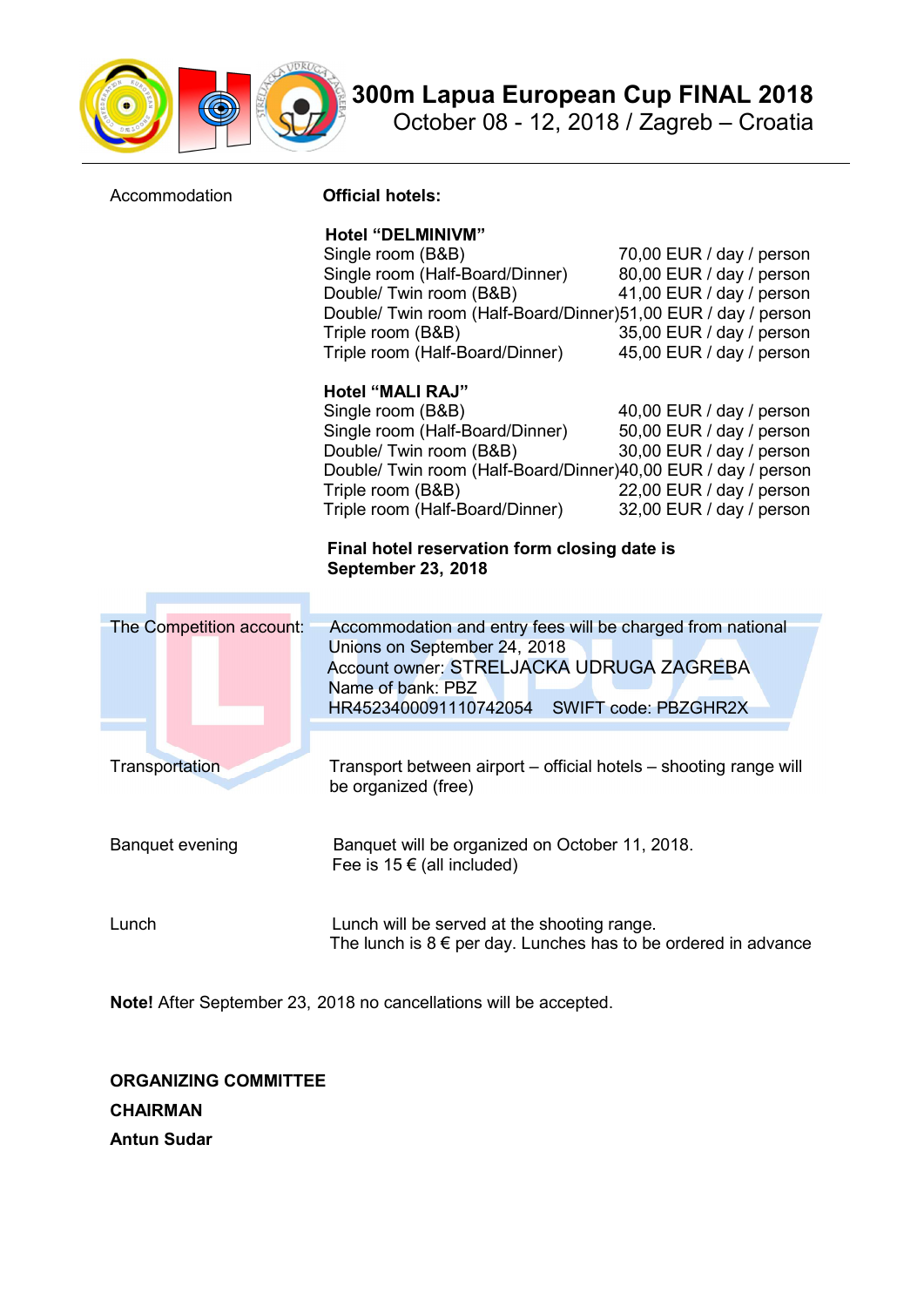# 300m Lapua European Cup FINAL 2018

October 08 - 12, 2018 / Zagreb – Croatia

Accommodation

**Official hotels:**

**Hotel "DELMINIVM"**

| | |
|---|---|
| Single room (B&B) | 70,00 EUR / day / person |
| Single room (Half-Board/Dinner) | 80,00 EUR / day / person |
| Double/ Twin room (B&B) | 41,00 EUR / day / person |
| Double/ Twin room (Half-Board/Dinner) | 51,00 EUR / day / person |
| Triple room (B&B) | 35,00 EUR / day / person |
| Triple room (Half-Board/Dinner) | 45,00 EUR / day / person |

**Hotel "MALI RAJ"**

| | |
|---|---|
| Single room (B&B) | 40,00 EUR / day / person |
| Single room (Half-Board/Dinner) | 50,00 EUR / day / person |
| Double/ Twin room (B&B) | 30,00 EUR / day / person |
| Double/ Twin room (Half-Board/Dinner) | 40,00 EUR / day / person |
| Triple room (B&B) | 22,00 EUR / day / person |
| Triple room (Half-Board/Dinner) | 32,00 EUR / day / person |

**Final hotel reservation form closing date is September 23, 2018**

The Competition account:

Accommodation and entry fees will be charged from national Unions on September 24, 2018
Account owner: STRELJACKA UDRUGA ZAGREBA
Name of bank: PBZ
HR4523400091110742054 SWIFT code: PBZGHR2X

Transportation

Transport between airport – official hotels – shooting range will be organized (free)

Banquet evening

Banquet will be organized on October 11, 2018.
Fee is 15 € (all included)

Lunch

Lunch will be served at the shooting range.
The lunch is 8 € per day. Lunches has to be ordered in advance

**Note!** After September 23, 2018 no cancellations will be accepted.

**ORGANIZING COMMITTEE**

**CHAIRMAN**

**Antun Sudar**